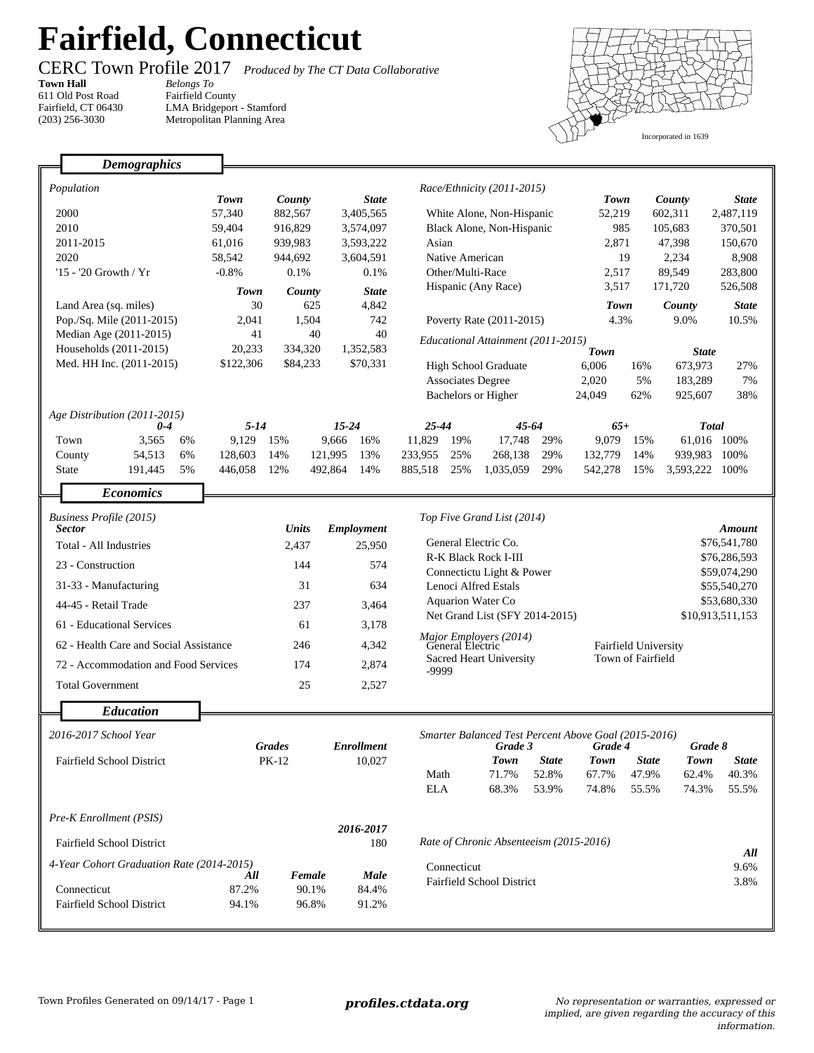# Fairfield, Connecticut

CERC Town Profile 2017 *Produced by The CT Data Collaborative*

**Town Hall**
611 Old Post Road
Fairfield, CT 06430
(203) 256-3030

*Belongs To*
Fairfield County
LMA Bridgeport - Stamford
Metropolitan Planning Area

Incorporated in 1639

## Demographics

*Population*

| | Town | County | State |
|---|---|---|---|
| 2000 | 57,340 | 882,567 | 3,405,565 |
| 2010 | 59,404 | 916,829 | 3,574,097 |
| 2011-2015 | 61,016 | 939,983 | 3,593,222 |
| 2020 | 58,542 | 944,692 | 3,604,591 |
| '15 - '20 Growth / Yr | -0.8% | 0.1% | 0.1% |

| | Town | County | State |
|---|---|---|---|
| Land Area (sq. miles) | 30 | 625 | 4,842 |
| Pop./Sq. Mile (2011-2015) | 2,041 | 1,504 | 742 |
| Median Age (2011-2015) | 41 | 40 | 40 |
| Households (2011-2015) | 20,233 | 334,320 | 1,352,583 |
| Med. HH Inc. (2011-2015) | $122,306 | $84,233 | $70,331 |

*Race/Ethnicity (2011-2015)*

| | Town | County | State |
|---|---|---|---|
| White Alone, Non-Hispanic | 52,219 | 602,311 | 2,487,119 |
| Black Alone, Non-Hispanic | 985 | 105,683 | 370,501 |
| Asian | 2,871 | 47,398 | 150,670 |
| Native American | 19 | 2,234 | 8,908 |
| Other/Multi-Race | 2,517 | 89,549 | 283,800 |
| Hispanic (Any Race) | 3,517 | 171,720 | 526,508 |

| | Town | County | State |
|---|---|---|---|
| Poverty Rate (2011-2015) | 4.3% | 9.0% | 10.5% |

*Educational Attainment (2011-2015)*

| | Town | | State | |
|---|---|---|---|---|
| High School Graduate | 6,006 | 16% | 673,973 | 27% |
| Associates Degree | 2,020 | 5% | 183,289 | 7% |
| Bachelors or Higher | 24,049 | 62% | 925,607 | 38% |

*Age Distribution (2011-2015)*

| | 0-4 | | 5-14 | | 15-24 | | 25-44 | | 45-64 | | 65+ | | Total | |
|---|---|---|---|---|---|---|---|---|---|---|---|---|---|---|
| Town | 3,565 | 6% | 9,129 | 15% | 9,666 | 16% | 11,829 | 19% | 17,748 | 29% | 9,079 | 15% | 61,016 | 100% |
| County | 54,513 | 6% | 128,603 | 14% | 121,995 | 13% | 233,955 | 25% | 268,138 | 29% | 132,779 | 14% | 939,983 | 100% |
| State | 191,445 | 5% | 446,058 | 12% | 492,864 | 14% | 885,518 | 25% | 1,035,059 | 29% | 542,278 | 15% | 3,593,222 | 100% |

## Economics

*Business Profile (2015)*

| Sector | Units | Employment |
|---|---|---|
| Total - All Industries | 2,437 | 25,950 |
| 23 - Construction | 144 | 574 |
| 31-33 - Manufacturing | 31 | 634 |
| 44-45 - Retail Trade | 237 | 3,464 |
| 61 - Educational Services | 61 | 3,178 |
| 62 - Health Care and Social Assistance | 246 | 4,342 |
| 72 - Accommodation and Food Services | 174 | 2,874 |
| Total Government | 25 | 2,527 |

*Top Five Grand List (2014)*

| | Amount |
|---|---|
| General Electric Co. | $76,541,780 |
| R-K Black Rock I-III | $76,286,593 |
| Connectictu Light & Power | $59,074,290 |
| Lenoci Alfred Estals | $55,540,270 |
| Aquarion Water Co | $53,680,330 |
| Net Grand List (SFY 2014-2015) | $10,913,511,153 |

*Major Employers (2014)*

General Electric
Sacred Heart University
-9999
Fairfield University
Town of Fairfield

## Education

*2016-2017 School Year*

| | Grades | Enrollment |
|---|---|---|
| Fairfield School District | PK-12 | 10,027 |

*Smarter Balanced Test Percent Above Goal (2015-2016)*

| | Grade 3 | | Grade 4 | | Grade 8 | |
|---|---|---|---|---|---|---|
| | Town | State | Town | State | Town | State |
| Math | 71.7% | 52.8% | 67.7% | 47.9% | 62.4% | 40.3% |
| ELA | 68.3% | 53.9% | 74.8% | 55.5% | 74.3% | 55.5% |

*Pre-K Enrollment (PSIS)*

| | 2016-2017 |
|---|---|
| Fairfield School District | 180 |

*4-Year Cohort Graduation Rate (2014-2015)*

| | All | Female | Male |
|---|---|---|---|
| Connecticut | 87.2% | 90.1% | 84.4% |
| Fairfield School District | 94.1% | 96.8% | 91.2% |

*Rate of Chronic Absenteeism (2015-2016)*

| | All |
|---|---|
| Connecticut | 9.6% |
| Fairfield School District | 3.8% |

Town Profiles Generated on 09/14/17 - Page 1

**profiles.ctdata.org**

*No representation or warranties, expressed or implied, are given regarding the accuracy of this information.*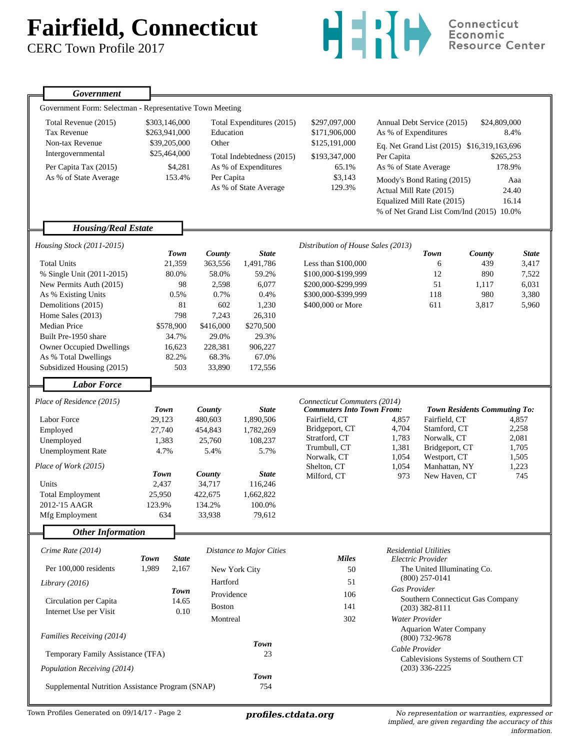# Fairfield, Connecticut

CERC Town Profile 2017

## Government

Government Form: Selectman - Representative Town Meeting

| | | | | | |
|---|---|---|---|---|---|
| Total Revenue (2015) | $303,146,000 | Total Expenditures (2015) | $297,097,000 | Annual Debt Service (2015) | $24,809,000 |
| Tax Revenue | $263,941,000 | Education | $171,906,000 | As % of Expenditures | 8.4% |
| Non-tax Revenue | $39,205,000 | Other | $125,191,000 | Eq. Net Grand List (2015) | $16,319,163,696 |
| Intergovernmental | $25,464,000 | Total Indebtedness (2015) | $193,347,000 | Per Capita | $265,253 |
| Per Capita Tax (2015) | $4,281 | As % of Expenditures | 65.1% | As % of State Average | 178.9% |
| As % of State Average | 153.4% | Per Capita | $3,143 | Moody's Bond Rating (2015) | Aaa |
| | | As % of State Average | 129.3% | Actual Mill Rate (2015) | 24.40 |
| | | | | Equalized Mill Rate (2015) | 16.14 |
| | | | | % of Net Grand List Com/Ind (2015) | 10.0% |

## Housing/Real Estate

*Housing Stock (2011-2015)*

| | Town | County | State |
|---|---|---|---|
| Total Units | 21,359 | 363,556 | 1,491,786 |
| % Single Unit (2011-2015) | 80.0% | 58.0% | 59.2% |
| New Permits Auth (2015) | 98 | 2,598 | 6,077 |
| As % Existing Units | 0.5% | 0.7% | 0.4% |
| Demolitions (2015) | 81 | 602 | 1,230 |
| Home Sales (2013) | 798 | 7,243 | 26,310 |
| Median Price | $578,900 | $416,000 | $270,500 |
| Built Pre-1950 share | 34.7% | 29.0% | 29.3% |
| Owner Occupied Dwellings | 16,623 | 228,381 | 906,227 |
| As % Total Dwellings | 82.2% | 68.3% | 67.0% |
| Subsidized Housing (2015) | 503 | 33,890 | 172,556 |

*Distribution of House Sales (2013)*

| | Town | County | State |
|---|---|---|---|
| Less than $100,000 | 6 | 439 | 3,417 |
| $100,000-$199,999 | 12 | 890 | 7,522 |
| $200,000-$299,999 | 51 | 1,117 | 6,031 |
| $300,000-$399,999 | 118 | 980 | 3,380 |
| $400,000 or More | 611 | 3,817 | 5,960 |

## Labor Force

*Place of Residence (2015)*

| | Town | County | State |
|---|---|---|---|
| Labor Force | 29,123 | 480,603 | 1,890,506 |
| Employed | 27,740 | 454,843 | 1,782,269 |
| Unemployed | 1,383 | 25,760 | 108,237 |
| Unemployment Rate | 4.7% | 5.4% | 5.7% |

*Place of Work (2015)*

| | Town | County | State |
|---|---|---|---|
| Units | 2,437 | 34,717 | 116,246 |
| Total Employment | 25,950 | 422,675 | 1,662,822 |
| 2012-'15 AAGR | 123.9% | 134.2% | 100.0% |
| Mfg Employment | 634 | 33,938 | 79,612 |

*Connecticut Commuters (2014)*

| Commuters Into Town From: | | Town Residents Commuting To: | |
|---|---|---|---|
| Fairfield, CT | 4,857 | Fairfield, CT | 4,857 |
| Bridgeport, CT | 4,704 | Stamford, CT | 2,258 |
| Stratford, CT | 1,783 | Norwalk, CT | 2,081 |
| Trumbull, CT | 1,381 | Bridgeport, CT | 1,705 |
| Norwalk, CT | 1,054 | Westport, CT | 1,505 |
| Shelton, CT | 1,054 | Manhattan, NY | 1,223 |
| Milford, CT | 973 | New Haven, CT | 745 |

## Other Information

*Crime Rate (2014)*

| | Town | State |
|---|---|---|
| Per 100,000 residents | 1,989 | 2,167 |

*Library (2016)*

| | Town |
|---|---|
| Circulation per Capita | 14.65 |
| Internet Use per Visit | 0.10 |

*Distance to Major Cities*

| | Miles |
|---|---|
| New York City | 50 |
| Hartford | 51 |
| Providence | 106 |
| Boston | 141 |
| Montreal | 302 |

*Families Receiving (2014)*

| | Town |
|---|---|
| Temporary Family Assistance (TFA) | 23 |

*Population Receiving (2014)*

| | Town |
|---|---|
| Supplemental Nutrition Assistance Program (SNAP) | 754 |

*Residential Utilities*

*Electric Provider*
The United Illuminating Co.
(800) 257-0141

*Gas Provider*
Southern Connecticut Gas Company
(203) 382-8111

*Water Provider*
Aquarion Water Company
(800) 732-9678

*Cable Provider*
Cablevisions Systems of Southern CT
(203) 336-2225

Town Profiles Generated on 09/14/17 - Page 2

**profiles.ctdata.org**

*No representation or warranties, expressed or implied, are given regarding the accuracy of this information.*